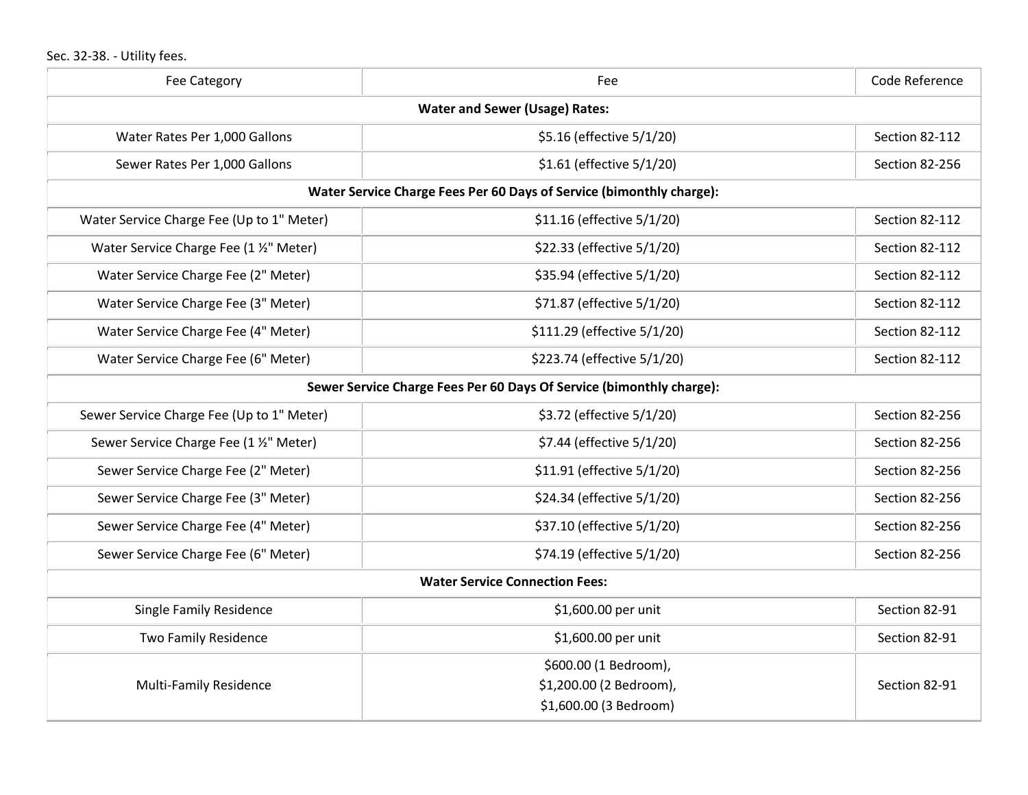Sec. 32-38. - Utility fees.

| Fee Category | Fee | Code Reference |
|---|---|---|
| **Water and Sewer (Usage) Rates:** | | |
| Water Rates Per 1,000 Gallons | $5.16 (effective 5/1/20) | Section 82-112 |
| Sewer Rates Per 1,000 Gallons | $1.61 (effective 5/1/20) | Section 82-256 |
| **Water Service Charge Fees Per 60 Days of Service (bimonthly charge):** | | |
| Water Service Charge Fee (Up to 1" Meter) | $11.16 (effective 5/1/20) | Section 82-112 |
| Water Service Charge Fee (1 ½" Meter) | $22.33 (effective 5/1/20) | Section 82-112 |
| Water Service Charge Fee (2" Meter) | $35.94 (effective 5/1/20) | Section 82-112 |
| Water Service Charge Fee (3" Meter) | $71.87 (effective 5/1/20) | Section 82-112 |
| Water Service Charge Fee (4" Meter) | $111.29 (effective 5/1/20) | Section 82-112 |
| Water Service Charge Fee (6" Meter) | $223.74 (effective 5/1/20) | Section 82-112 |
| **Sewer Service Charge Fees Per 60 Days Of Service (bimonthly charge):** | | |
| Sewer Service Charge Fee (Up to 1" Meter) | $3.72 (effective 5/1/20) | Section 82-256 |
| Sewer Service Charge Fee (1 ½" Meter) | $7.44 (effective 5/1/20) | Section 82-256 |
| Sewer Service Charge Fee (2" Meter) | $11.91 (effective 5/1/20) | Section 82-256 |
| Sewer Service Charge Fee (3" Meter) | $24.34 (effective 5/1/20) | Section 82-256 |
| Sewer Service Charge Fee (4" Meter) | $37.10 (effective 5/1/20) | Section 82-256 |
| Sewer Service Charge Fee (6" Meter) | $74.19 (effective 5/1/20) | Section 82-256 |
| **Water Service Connection Fees:** | | |
| Single Family Residence | $1,600.00 per unit | Section 82-91 |
| Two Family Residence | $1,600.00 per unit | Section 82-91 |
| Multi-Family Residence | $600.00 (1 Bedroom),<br>$1,200.00 (2 Bedroom),<br>$1,600.00 (3 Bedroom) | Section 82-91 |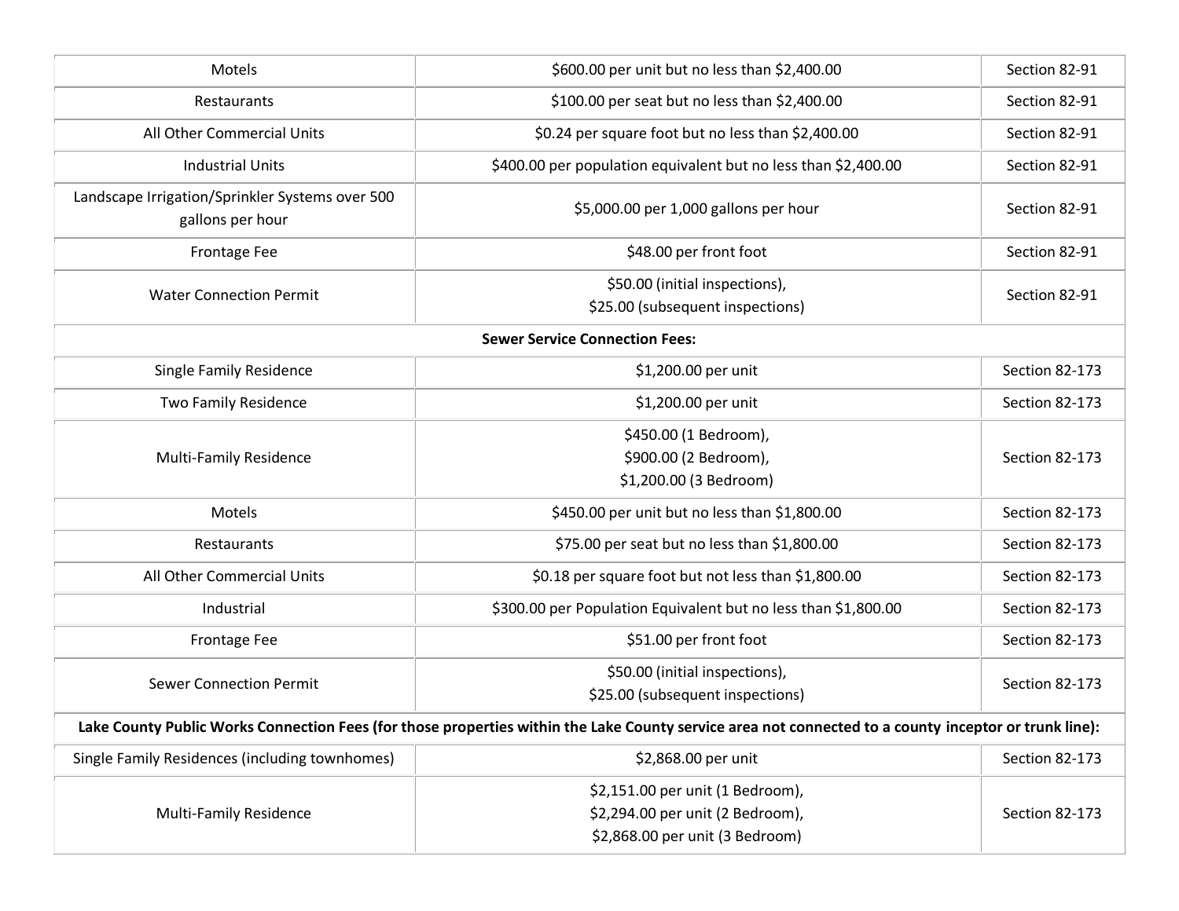| | | |
|---|---|---|
| Motels | $600.00 per unit but no less than $2,400.00 | Section 82-91 |
| Restaurants | $100.00 per seat but no less than $2,400.00 | Section 82-91 |
| All Other Commercial Units | $0.24 per square foot but no less than $2,400.00 | Section 82-91 |
| Industrial Units | $400.00 per population equivalent but no less than $2,400.00 | Section 82-91 |
| Landscape Irrigation/Sprinkler Systems over 500 gallons per hour | $5,000.00 per 1,000 gallons per hour | Section 82-91 |
| Frontage Fee | $48.00 per front foot | Section 82-91 |
| Water Connection Permit | $50.00 (initial inspections),<br>$25.00 (subsequent inspections) | Section 82-91 |
| **Sewer Service Connection Fees:** | | |
| Single Family Residence | $1,200.00 per unit | Section 82-173 |
| Two Family Residence | $1,200.00 per unit | Section 82-173 |
| Multi-Family Residence | $450.00 (1 Bedroom),<br>$900.00 (2 Bedroom),<br>$1,200.00 (3 Bedroom) | Section 82-173 |
| Motels | $450.00 per unit but no less than $1,800.00 | Section 82-173 |
| Restaurants | $75.00 per seat but no less than $1,800.00 | Section 82-173 |
| All Other Commercial Units | $0.18 per square foot but not less than $1,800.00 | Section 82-173 |
| Industrial | $300.00 per Population Equivalent but no less than $1,800.00 | Section 82-173 |
| Frontage Fee | $51.00 per front foot | Section 82-173 |
| Sewer Connection Permit | $50.00 (initial inspections),<br>$25.00 (subsequent inspections) | Section 82-173 |
| **Lake County Public Works Connection Fees (for those properties within the Lake County service area not connected to a county inceptor or trunk line):** | | |
| Single Family Residences (including townhomes) | $2,868.00 per unit | Section 82-173 |
| Multi-Family Residence | $2,151.00 per unit (1 Bedroom),<br>$2,294.00 per unit (2 Bedroom),<br>$2,868.00 per unit (3 Bedroom) | Section 82-173 |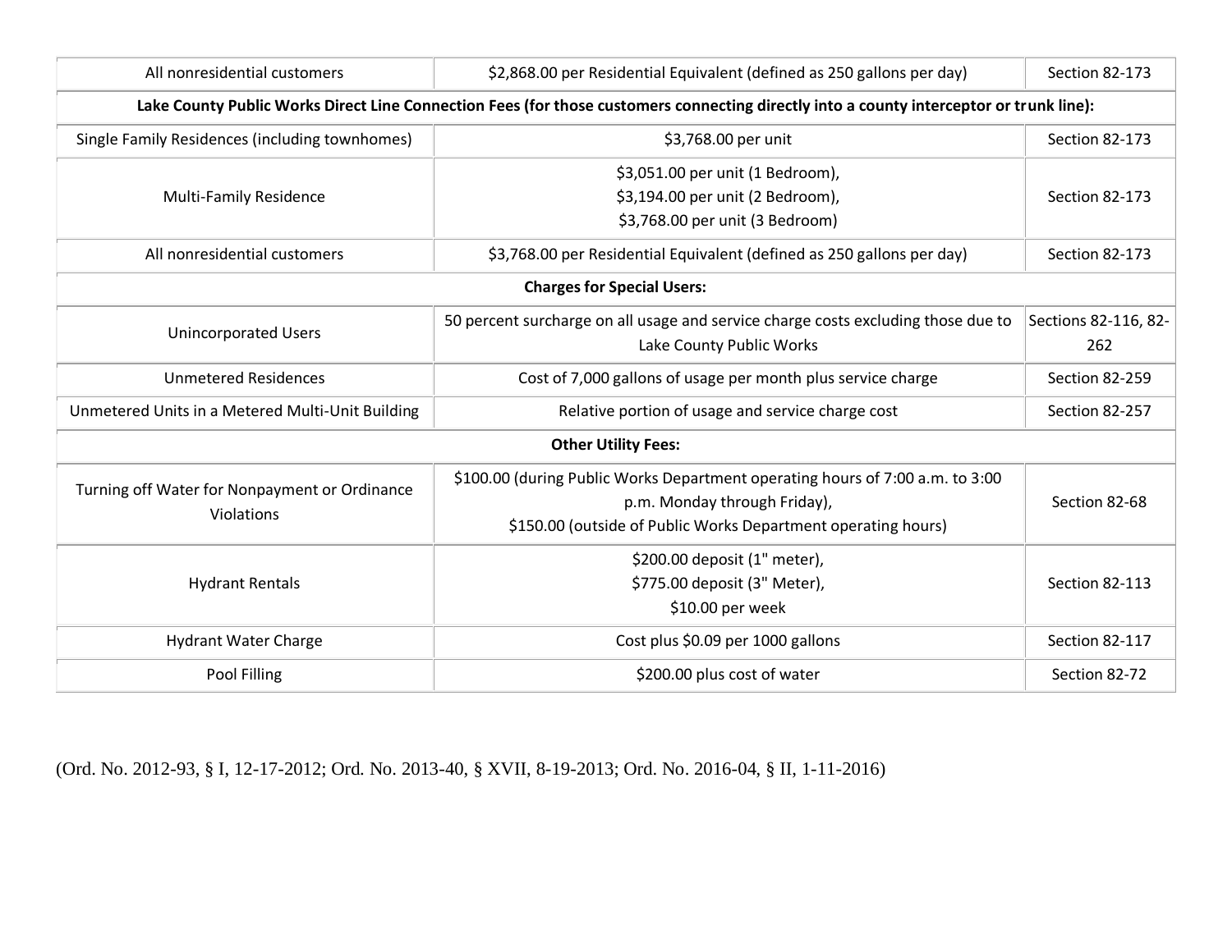| | | |
|---|---|---|
| All nonresidential customers | $2,868.00 per Residential Equivalent (defined as 250 gallons per day) | Section 82-173 |
| **Lake County Public Works Direct Line Connection Fees (for those customers connecting directly into a county interceptor or trunk line):** | | |
| Single Family Residences (including townhomes) | $3,768.00 per unit | Section 82-173 |
| Multi-Family Residence | $3,051.00 per unit (1 Bedroom),<br>$3,194.00 per unit (2 Bedroom),<br>$3,768.00 per unit (3 Bedroom) | Section 82-173 |
| All nonresidential customers | $3,768.00 per Residential Equivalent (defined as 250 gallons per day) | Section 82-173 |
| **Charges for Special Users:** | | |
| Unincorporated Users | 50 percent surcharge on all usage and service charge costs excluding those due to Lake County Public Works | Sections 82-116, 82-262 |
| Unmetered Residences | Cost of 7,000 gallons of usage per month plus service charge | Section 82-259 |
| Unmetered Units in a Metered Multi-Unit Building | Relative portion of usage and service charge cost | Section 82-257 |
| **Other Utility Fees:** | | |
| Turning off Water for Nonpayment or Ordinance Violations | $100.00 (during Public Works Department operating hours of 7:00 a.m. to 3:00 p.m. Monday through Friday),<br>$150.00 (outside of Public Works Department operating hours) | Section 82-68 |
| Hydrant Rentals | $200.00 deposit (1" meter),<br>$775.00 deposit (3" Meter),<br>$10.00 per week | Section 82-113 |
| Hydrant Water Charge | Cost plus $0.09 per 1000 gallons | Section 82-117 |
| Pool Filling | $200.00 plus cost of water | Section 82-72 |

(Ord. No. 2012-93, § I, 12-17-2012; Ord. No. 2013-40, § XVII, 8-19-2013; Ord. No. 2016-04, § II, 1-11-2016)